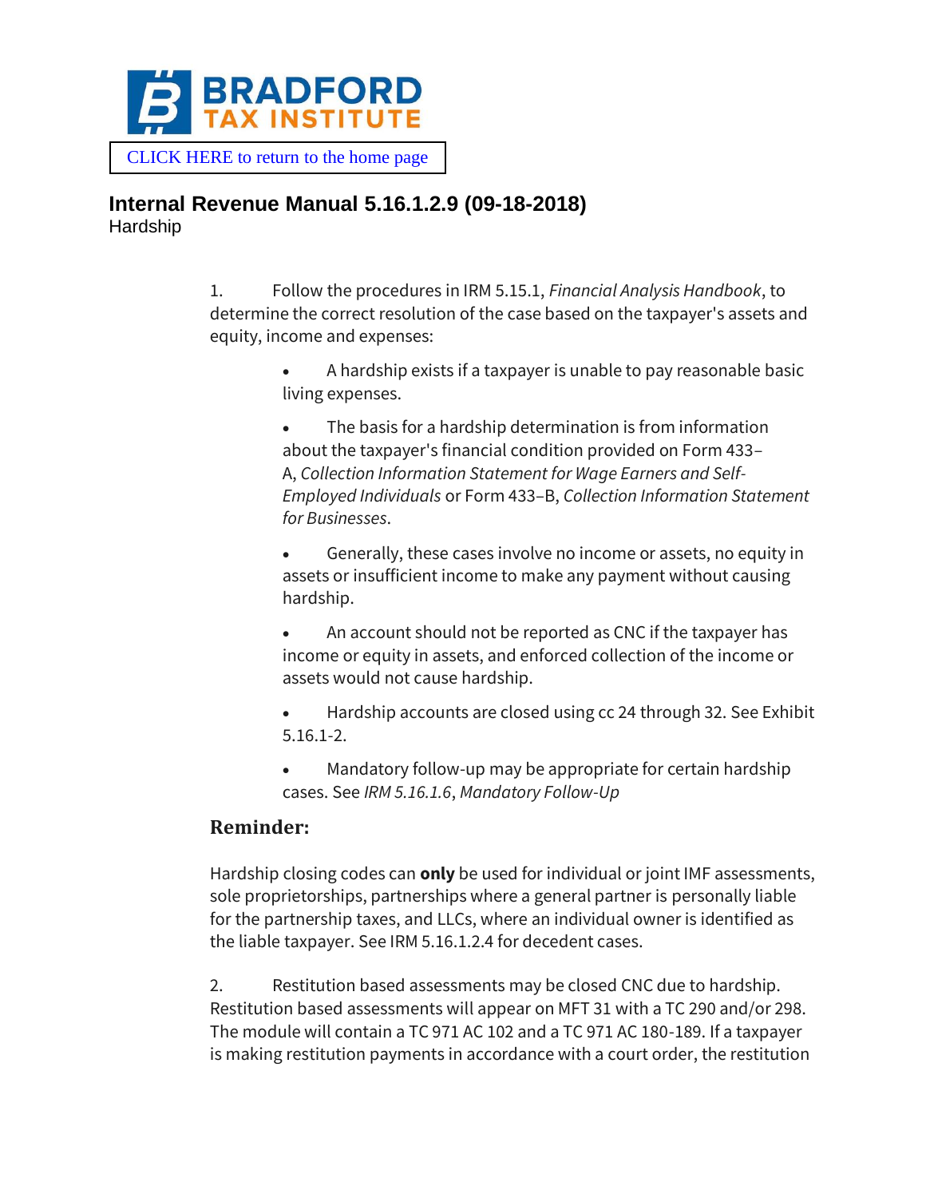BRADFORD TAX INSTITUTE

CLICK HERE to return to the home page

# Internal Revenue Manual 5.16.1.2.9 (09-18-2018)

Hardship

1. Follow the procedures in IRM 5.15.1, *Financial Analysis Handbook*, to determine the correct resolution of the case based on the taxpayer's assets and equity, income and expenses:

   - A hardship exists if a taxpayer is unable to pay reasonable basic living expenses.
   - The basis for a hardship determination is from information about the taxpayer's financial condition provided on Form 433–A, *Collection Information Statement for Wage Earners and Self-Employed Individuals* or Form 433–B, *Collection Information Statement for Businesses*.
   - Generally, these cases involve no income or assets, no equity in assets or insufficient income to make any payment without causing hardship.
   - An account should not be reported as CNC if the taxpayer has income or equity in assets, and enforced collection of the income or assets would not cause hardship.
   - Hardship accounts are closed using cc 24 through 32. See Exhibit 5.16.1-2.
   - Mandatory follow-up may be appropriate for certain hardship cases. See *IRM 5.16.1.6*, *Mandatory Follow-Up*

## Reminder:

Hardship closing codes can **only** be used for individual or joint IMF assessments, sole proprietorships, partnerships where a general partner is personally liable for the partnership taxes, and LLCs, where an individual owner is identified as the liable taxpayer. See IRM 5.16.1.2.4 for decedent cases.

2. Restitution based assessments may be closed CNC due to hardship. Restitution based assessments will appear on MFT 31 with a TC 290 and/or 298. The module will contain a TC 971 AC 102 and a TC 971 AC 180-189. If a taxpayer is making restitution payments in accordance with a court order, the restitution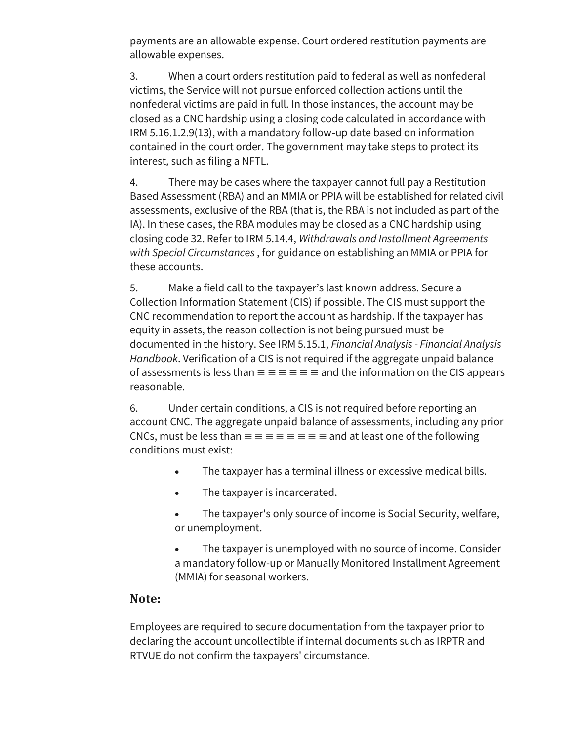payments are an allowable expense. Court ordered restitution payments are allowable expenses.

3. When a court orders restitution paid to federal as well as nonfederal victims, the Service will not pursue enforced collection actions until the nonfederal victims are paid in full. In those instances, the account may be closed as a CNC hardship using a closing code calculated in accordance with IRM 5.16.1.2.9(13), with a mandatory follow-up date based on information contained in the court order. The government may take steps to protect its interest, such as filing a NFTL.

4. There may be cases where the taxpayer cannot full pay a Restitution Based Assessment (RBA) and an MMIA or PPIA will be established for related civil assessments, exclusive of the RBA (that is, the RBA is not included as part of the IA). In these cases, the RBA modules may be closed as a CNC hardship using closing code 32. Refer to IRM 5.14.4, *Withdrawals and Installment Agreements with Special Circumstances* , for guidance on establishing an MMIA or PPIA for these accounts.

5. Make a field call to the taxpayer's last known address. Secure a Collection Information Statement (CIS) if possible. The CIS must support the CNC recommendation to report the account as hardship. If the taxpayer has equity in assets, the reason collection is not being pursued must be documented in the history. See IRM 5.15.1, *Financial Analysis - Financial Analysis Handbook*. Verification of a CIS is not required if the aggregate unpaid balance of assessments is less than ≡ ≡ ≡ ≡ ≡ ≡ and the information on the CIS appears reasonable.

6. Under certain conditions, a CIS is not required before reporting an account CNC. The aggregate unpaid balance of assessments, including any prior CNCs, must be less than ≡ ≡ ≡ ≡ ≡ ≡ ≡ ≡ and at least one of the following conditions must exist:

- The taxpayer has a terminal illness or excessive medical bills.
- The taxpayer is incarcerated.
- The taxpayer's only source of income is Social Security, welfare, or unemployment.
- The taxpayer is unemployed with no source of income. Consider a mandatory follow-up or Manually Monitored Installment Agreement (MMIA) for seasonal workers.

**Note:**

Employees are required to secure documentation from the taxpayer prior to declaring the account uncollectible if internal documents such as IRPTR and RTVUE do not confirm the taxpayers' circumstance.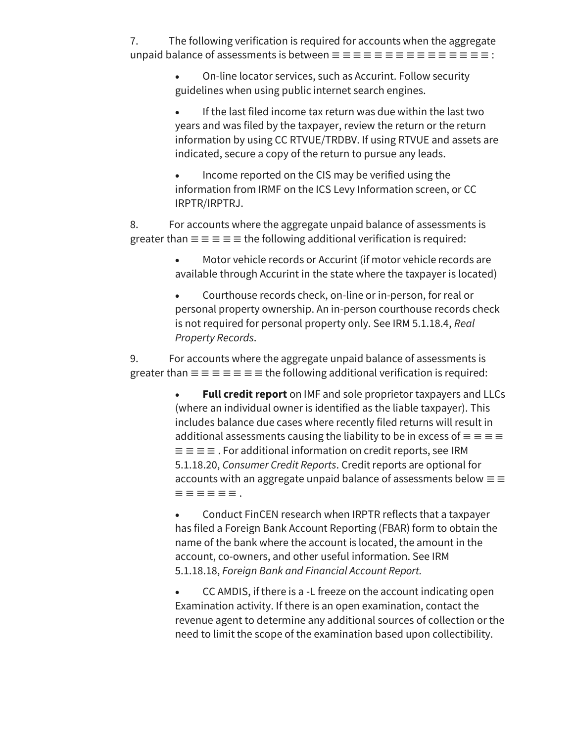7. The following verification is required for accounts when the aggregate unpaid balance of assessments is between ≡ ≡ ≡ ≡ ≡ ≡ ≡ ≡ ≡ ≡ ≡ ≡ ≡ ≡ ≡ ≡ :

- On-line locator services, such as Accurint. Follow security guidelines when using public internet search engines.
- If the last filed income tax return was due within the last two years and was filed by the taxpayer, review the return or the return information by using CC RTVUE/TRDBV. If using RTVUE and assets are indicated, secure a copy of the return to pursue any leads.
- Income reported on the CIS may be verified using the information from IRMF on the ICS Levy Information screen, or CC IRPTR/IRPTRJ.

8. For accounts where the aggregate unpaid balance of assessments is greater than ≡ ≡ ≡ ≡ ≡ the following additional verification is required:

- Motor vehicle records or Accurint (if motor vehicle records are available through Accurint in the state where the taxpayer is located)
- Courthouse records check, on-line or in-person, for real or personal property ownership. An in-person courthouse records check is not required for personal property only. See IRM 5.1.18.4, *Real Property Records*.

9. For accounts where the aggregate unpaid balance of assessments is greater than ≡ ≡ ≡ ≡ ≡ ≡ ≡ the following additional verification is required:

- **Full credit report** on IMF and sole proprietor taxpayers and LLCs (where an individual owner is identified as the liable taxpayer). This includes balance due cases where recently filed returns will result in additional assessments causing the liability to be in excess of ≡ ≡ ≡ ≡ ≡ ≡ ≡ ≡ . For additional information on credit reports, see IRM 5.1.18.20, *Consumer Credit Reports*. Credit reports are optional for accounts with an aggregate unpaid balance of assessments below ≡ ≡ ≡ ≡ ≡ ≡ ≡ ≡ .
- Conduct FinCEN research when IRPTR reflects that a taxpayer has filed a Foreign Bank Account Reporting (FBAR) form to obtain the name of the bank where the account is located, the amount in the account, co-owners, and other useful information. See IRM 5.1.18.18, *Foreign Bank and Financial Account Report.*
- CC AMDIS, if there is a -L freeze on the account indicating open Examination activity. If there is an open examination, contact the revenue agent to determine any additional sources of collection or the need to limit the scope of the examination based upon collectibility.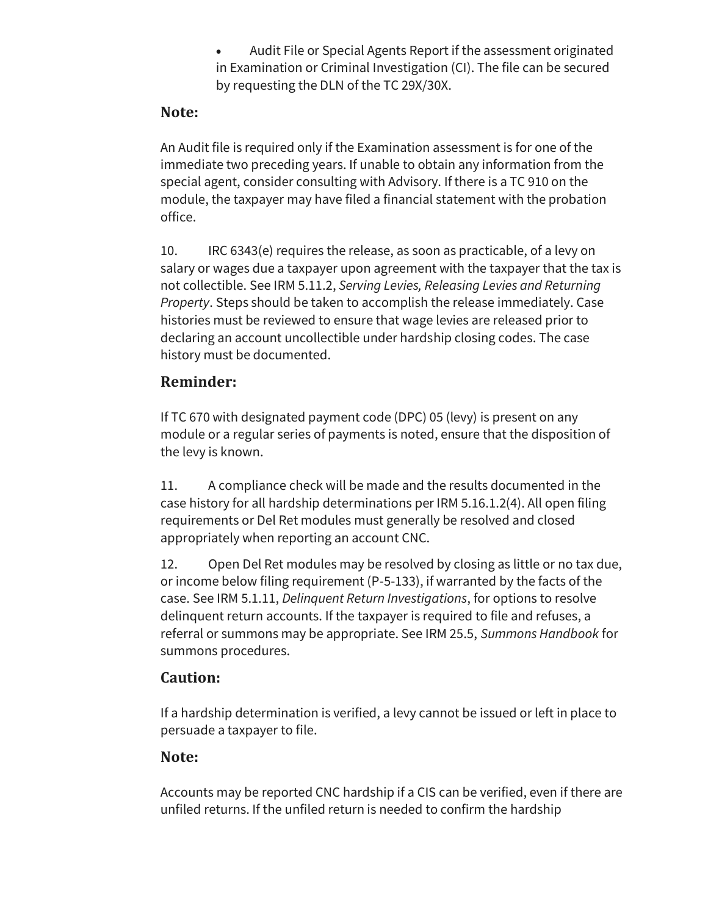- Audit File or Special Agents Report if the assessment originated in Examination or Criminal Investigation (CI). The file can be secured by requesting the DLN of the TC 29X/30X.

### Note:

An Audit file is required only if the Examination assessment is for one of the immediate two preceding years. If unable to obtain any information from the special agent, consider consulting with Advisory. If there is a TC 910 on the module, the taxpayer may have filed a financial statement with the probation office.

10. IRC 6343(e) requires the release, as soon as practicable, of a levy on salary or wages due a taxpayer upon agreement with the taxpayer that the tax is not collectible. See IRM 5.11.2, *Serving Levies, Releasing Levies and Returning Property*. Steps should be taken to accomplish the release immediately. Case histories must be reviewed to ensure that wage levies are released prior to declaring an account uncollectible under hardship closing codes. The case history must be documented.

### Reminder:

If TC 670 with designated payment code (DPC) 05 (levy) is present on any module or a regular series of payments is noted, ensure that the disposition of the levy is known.

11. A compliance check will be made and the results documented in the case history for all hardship determinations per IRM 5.16.1.2(4). All open filing requirements or Del Ret modules must generally be resolved and closed appropriately when reporting an account CNC.

12. Open Del Ret modules may be resolved by closing as little or no tax due, or income below filing requirement (P-5-133), if warranted by the facts of the case. See IRM 5.1.11, *Delinquent Return Investigations*, for options to resolve delinquent return accounts. If the taxpayer is required to file and refuses, a referral or summons may be appropriate. See IRM 25.5, *Summons Handbook* for summons procedures.

### Caution:

If a hardship determination is verified, a levy cannot be issued or left in place to persuade a taxpayer to file.

### Note:

Accounts may be reported CNC hardship if a CIS can be verified, even if there are unfiled returns. If the unfiled return is needed to confirm the hardship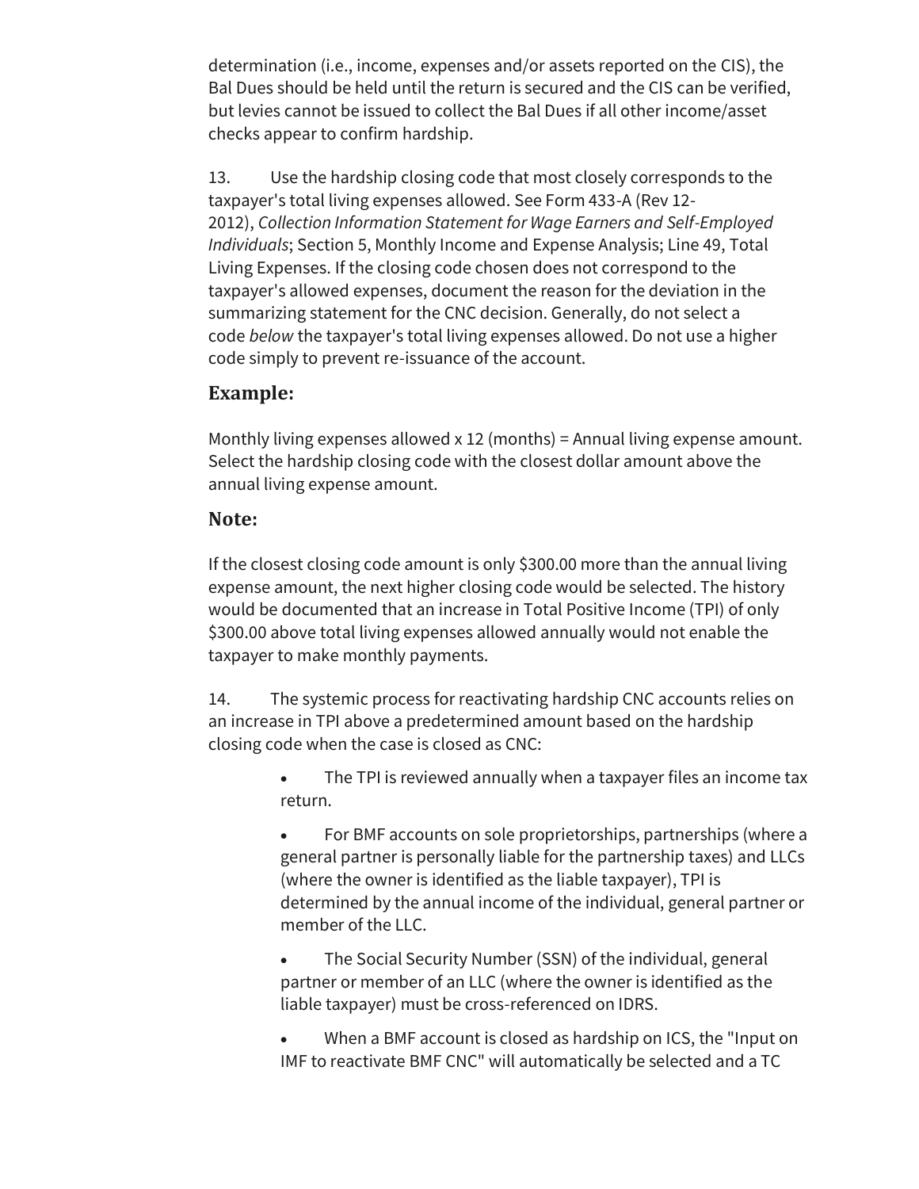determination (i.e., income, expenses and/or assets reported on the CIS), the Bal Dues should be held until the return is secured and the CIS can be verified, but levies cannot be issued to collect the Bal Dues if all other income/asset checks appear to confirm hardship.

13. Use the hardship closing code that most closely corresponds to the taxpayer's total living expenses allowed. See Form 433-A (Rev 12-2012), *Collection Information Statement for Wage Earners and Self-Employed Individuals*; Section 5, Monthly Income and Expense Analysis; Line 49, Total Living Expenses. If the closing code chosen does not correspond to the taxpayer's allowed expenses, document the reason for the deviation in the summarizing statement for the CNC decision. Generally, do not select a code *below* the taxpayer's total living expenses allowed. Do not use a higher code simply to prevent re-issuance of the account.

### Example:

Monthly living expenses allowed x 12 (months) = Annual living expense amount. Select the hardship closing code with the closest dollar amount above the annual living expense amount.

### Note:

If the closest closing code amount is only $300.00 more than the annual living expense amount, the next higher closing code would be selected. The history would be documented that an increase in Total Positive Income (TPI) of only $300.00 above total living expenses allowed annually would not enable the taxpayer to make monthly payments.

14. The systemic process for reactivating hardship CNC accounts relies on an increase in TPI above a predetermined amount based on the hardship closing code when the case is closed as CNC:

- The TPI is reviewed annually when a taxpayer files an income tax return.
- For BMF accounts on sole proprietorships, partnerships (where a general partner is personally liable for the partnership taxes) and LLCs (where the owner is identified as the liable taxpayer), TPI is determined by the annual income of the individual, general partner or member of the LLC.
- The Social Security Number (SSN) of the individual, general partner or member of an LLC (where the owner is identified as the liable taxpayer) must be cross-referenced on IDRS.
- When a BMF account is closed as hardship on ICS, the "Input on IMF to reactivate BMF CNC" will automatically be selected and a TC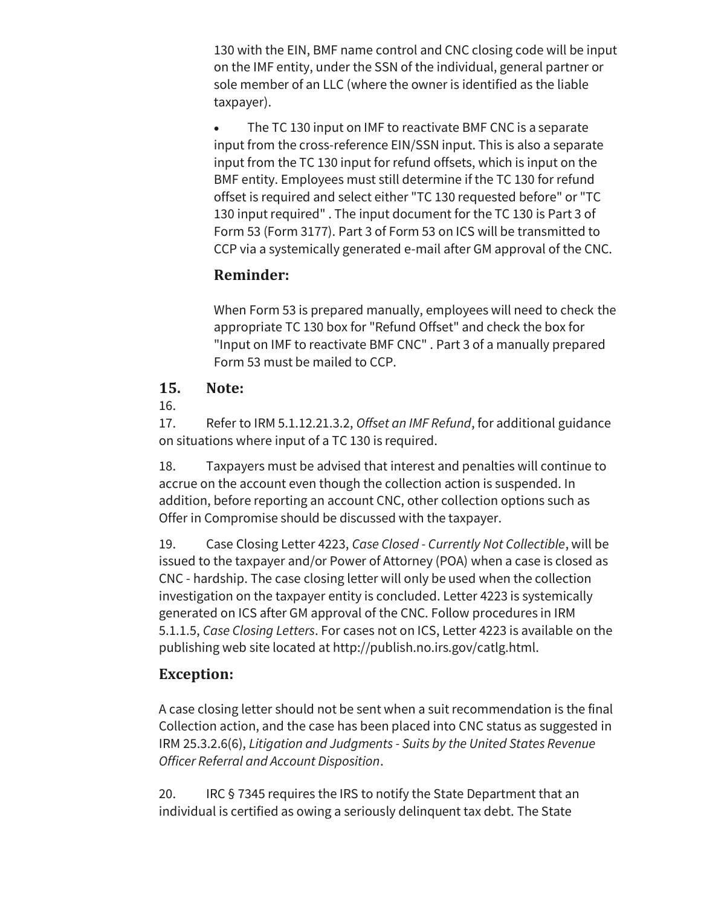130 with the EIN, BMF name control and CNC closing code will be input on the IMF entity, under the SSN of the individual, general partner or sole member of an LLC (where the owner is identified as the liable taxpayer).

- The TC 130 input on IMF to reactivate BMF CNC is a separate input from the cross-reference EIN/SSN input. This is also a separate input from the TC 130 input for refund offsets, which is input on the BMF entity. Employees must still determine if the TC 130 for refund offset is required and select either "TC 130 requested before" or "TC 130 input required" . The input document for the TC 130 is Part 3 of Form 53 (Form 3177). Part 3 of Form 53 on ICS will be transmitted to CCP via a systemically generated e-mail after GM approval of the CNC.

### Reminder:

When Form 53 is prepared manually, employees will need to check the appropriate TC 130 box for "Refund Offset" and check the box for "Input on IMF to reactivate BMF CNC" . Part 3 of a manually prepared Form 53 must be mailed to CCP.

### 15. Note:

16.

17. Refer to IRM 5.1.12.21.3.2, *Offset an IMF Refund*, for additional guidance on situations where input of a TC 130 is required.

18. Taxpayers must be advised that interest and penalties will continue to accrue on the account even though the collection action is suspended. In addition, before reporting an account CNC, other collection options such as Offer in Compromise should be discussed with the taxpayer.

19. Case Closing Letter 4223, *Case Closed - Currently Not Collectible*, will be issued to the taxpayer and/or Power of Attorney (POA) when a case is closed as CNC - hardship. The case closing letter will only be used when the collection investigation on the taxpayer entity is concluded. Letter 4223 is systemically generated on ICS after GM approval of the CNC. Follow procedures in IRM 5.1.1.5, *Case Closing Letters*. For cases not on ICS, Letter 4223 is available on the publishing web site located at http://publish.no.irs.gov/catlg.html.

### Exception:

A case closing letter should not be sent when a suit recommendation is the final Collection action, and the case has been placed into CNC status as suggested in IRM 25.3.2.6(6), *Litigation and Judgments - Suits by the United States Revenue Officer Referral and Account Disposition*.

20. IRC § 7345 requires the IRS to notify the State Department that an individual is certified as owing a seriously delinquent tax debt. The State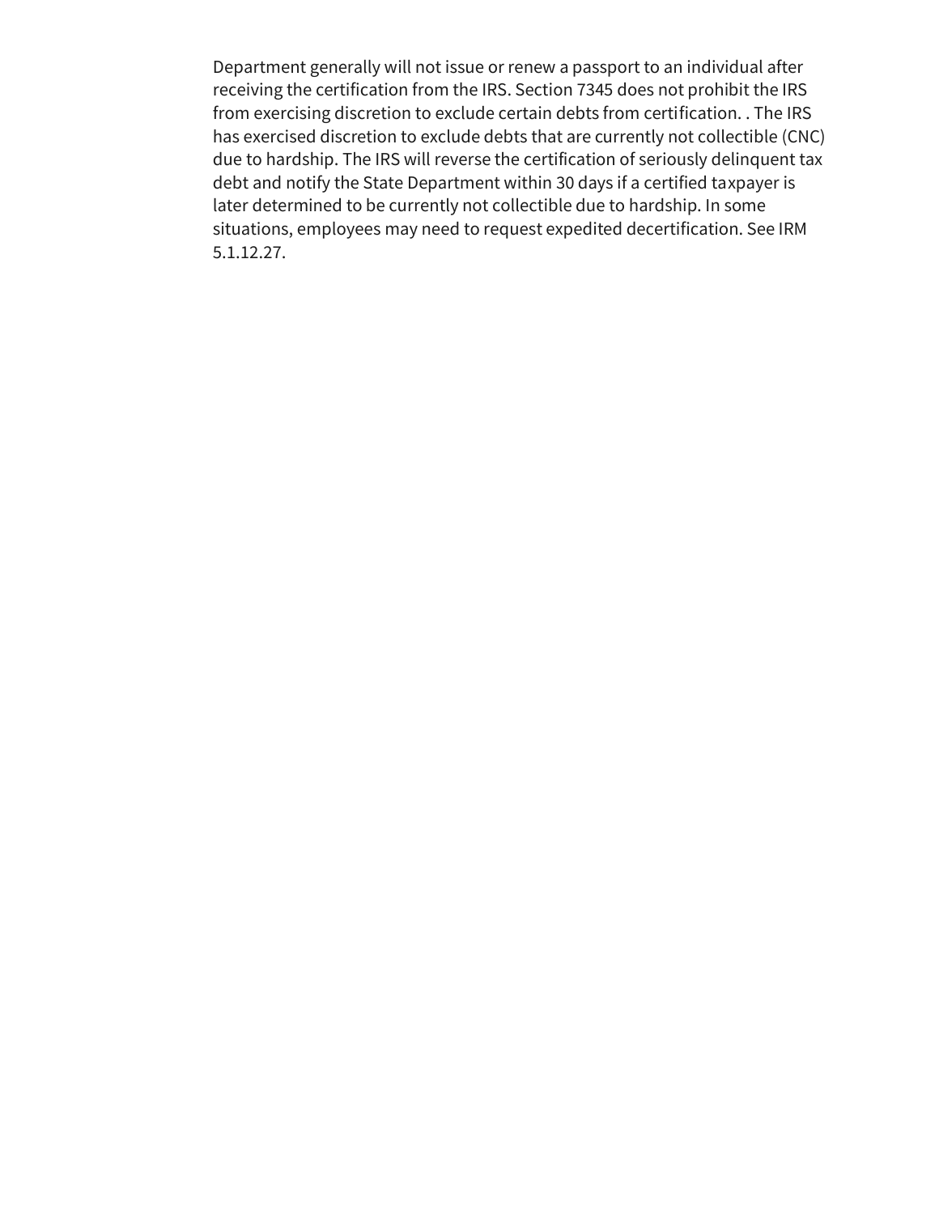Department generally will not issue or renew a passport to an individual after receiving the certification from the IRS. Section 7345 does not prohibit the IRS from exercising discretion to exclude certain debts from certification. . The IRS has exercised discretion to exclude debts that are currently not collectible (CNC) due to hardship. The IRS will reverse the certification of seriously delinquent tax debt and notify the State Department within 30 days if a certified taxpayer is later determined to be currently not collectible due to hardship. In some situations, employees may need to request expedited decertification. See IRM 5.1.12.27.